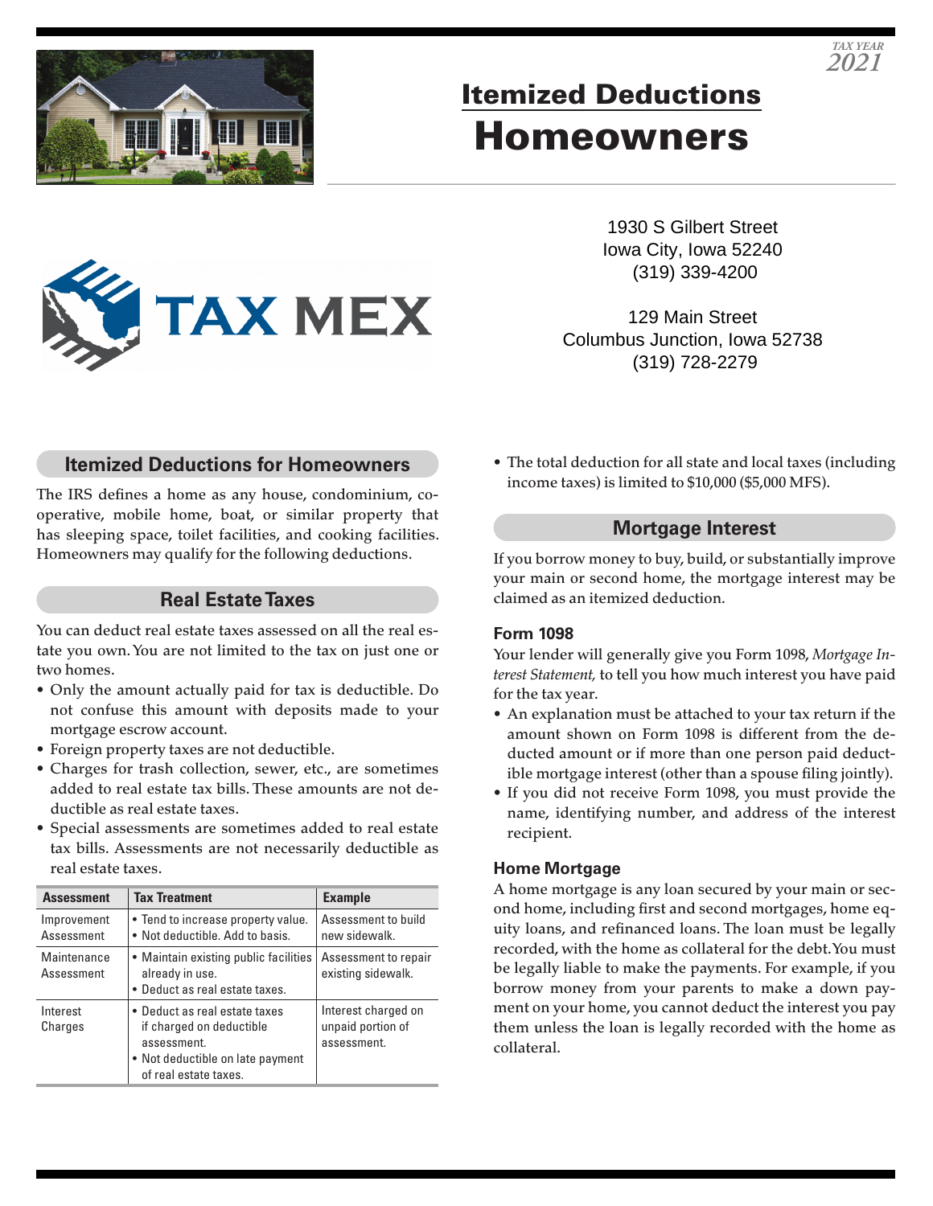TAX YEAR 2021

# Itemized Deductions
# Homeowners

TAX MEX

1930 S Gilbert Street
Iowa City, Iowa 52240
(319) 339-4200

129 Main Street
Columbus Junction, Iowa 52738
(319) 728-2279

## Itemized Deductions for Homeowners

The IRS defines a home as any house, condominium, cooperative, mobile home, boat, or similar property that has sleeping space, toilet facilities, and cooking facilities. Homeowners may qualify for the following deductions.

## Real Estate Taxes

You can deduct real estate taxes assessed on all the real estate you own. You are not limited to the tax on just one or two homes.

- Only the amount actually paid for tax is deductible. Do not confuse this amount with deposits made to your mortgage escrow account.
- Foreign property taxes are not deductible.
- Charges for trash collection, sewer, etc., are sometimes added to real estate tax bills. These amounts are not deductible as real estate taxes.
- Special assessments are sometimes added to real estate tax bills. Assessments are not necessarily deductible as real estate taxes.

| Assessment | Tax Treatment | Example |
|---|---|---|
| Improvement Assessment | • Tend to increase property value.<br>• Not deductible. Add to basis. | Assessment to build new sidewalk. |
| Maintenance Assessment | • Maintain existing public facilities already in use.<br>• Deduct as real estate taxes. | Assessment to repair existing sidewalk. |
| Interest Charges | • Deduct as real estate taxes if charged on deductible assessment.<br>• Not deductible on late payment of real estate taxes. | Interest charged on unpaid portion of assessment. |

- The total deduction for all state and local taxes (including income taxes) is limited to $10,000 ($5,000 MFS).

## Mortgage Interest

If you borrow money to buy, build, or substantially improve your main or second home, the mortgage interest may be claimed as an itemized deduction.

### Form 1098

Your lender will generally give you Form 1098, *Mortgage Interest Statement,* to tell you how much interest you have paid for the tax year.

- An explanation must be attached to your tax return if the amount shown on Form 1098 is different from the deducted amount or if more than one person paid deductible mortgage interest (other than a spouse filing jointly).
- If you did not receive Form 1098, you must provide the name, identifying number, and address of the interest recipient.

### Home Mortgage

A home mortgage is any loan secured by your main or second home, including first and second mortgages, home equity loans, and refinanced loans. The loan must be legally recorded, with the home as collateral for the debt. You must be legally liable to make the payments. For example, if you borrow money from your parents to make a down payment on your home, you cannot deduct the interest you pay them unless the loan is legally recorded with the home as collateral.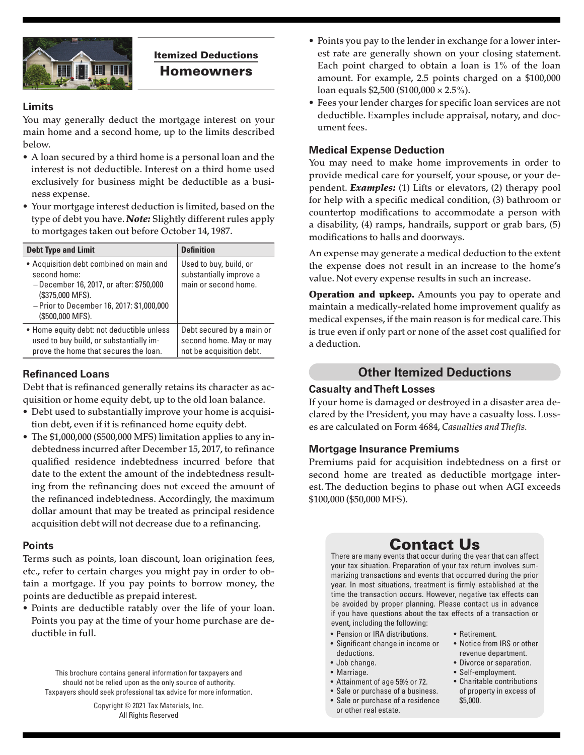## Itemized Deductions
# Homeowners

### Limits

You may generally deduct the mortgage interest on your main home and a second home, up to the limits described below.

- A loan secured by a third home is a personal loan and the interest is not deductible. Interest on a third home used exclusively for business might be deductible as a business expense.
- Your mortgage interest deduction is limited, based on the type of debt you have. ***Note:*** Slightly different rules apply to mortgages taken out before October 14, 1987.

| Debt Type and Limit | Definition |
| --- | --- |
| • Acquisition debt combined on main and second home: – December 16, 2017, or after: $750,000 ($375,000 MFS). – Prior to December 16, 2017: $1,000,000 ($500,000 MFS). | Used to buy, build, or substantially improve a main or second home. |
| • Home equity debt: not deductible unless used to buy build, or substantially improve the home that secures the loan. | Debt secured by a main or second home. May or may not be acquisition debt. |

### Refinanced Loans

Debt that is refinanced generally retains its character as acquisition or home equity debt, up to the old loan balance.

- Debt used to substantially improve your home is acquisition debt, even if it is refinanced home equity debt.
- The $1,000,000 ($500,000 MFS) limitation applies to any indebtedness incurred after December 15, 2017, to refinance qualified residence indebtedness incurred before that date to the extent the amount of the indebtedness resulting from the refinancing does not exceed the amount of the refinanced indebtedness. Accordingly, the maximum dollar amount that may be treated as principal residence acquisition debt will not decrease due to a refinancing.

### Points

Terms such as points, loan discount, loan origination fees, etc., refer to certain charges you might pay in order to obtain a mortgage. If you pay points to borrow money, the points are deductible as prepaid interest.

- Points are deductible ratably over the life of your loan. Points you pay at the time of your home purchase are deductible in full.
- Points you pay to the lender in exchange for a lower interest rate are generally shown on your closing statement. Each point charged to obtain a loan is 1% of the loan amount. For example, 2.5 points charged on a $100,000 loan equals $2,500 ($100,000 × 2.5%).
- Fees your lender charges for specific loan services are not deductible. Examples include appraisal, notary, and document fees.

### Medical Expense Deduction

You may need to make home improvements in order to provide medical care for yourself, your spouse, or your dependent. ***Examples:*** (1) Lifts or elevators, (2) therapy pool for help with a specific medical condition, (3) bathroom or countertop modifications to accommodate a person with a disability, (4) ramps, handrails, support or grab bars, (5) modifications to halls and doorways.

An expense may generate a medical deduction to the extent the expense does not result in an increase to the home's value. Not every expense results in such an increase.

**Operation and upkeep.** Amounts you pay to operate and maintain a medically-related home improvement qualify as medical expenses, if the main reason is for medical care. This is true even if only part or none of the asset cost qualified for a deduction.

## Other Itemized Deductions

### Casualty and Theft Losses

If your home is damaged or destroyed in a disaster area declared by the President, you may have a casualty loss. Losses are calculated on Form 4684, *Casualties and Thefts.*

### Mortgage Insurance Premiums

Premiums paid for acquisition indebtedness on a first or second home are treated as deductible mortgage interest. The deduction begins to phase out when AGI exceeds $100,000 ($50,000 MFS).

## Contact Us

There are many events that occur during the year that can affect your tax situation. Preparation of your tax return involves summarizing transactions and events that occurred during the prior year. In most situations, treatment is firmly established at the time the transaction occurs. However, negative tax effects can be avoided by proper planning. Please contact us in advance if you have questions about the tax effects of a transaction or event, including the following:

- Pension or IRA distributions.
- Significant change in income or deductions.
- Job change.
- Marriage.
- Attainment of age 59½ or 72.
- Sale or purchase of a business.
- Sale or purchase of a residence or other real estate.
- Retirement.
- Notice from IRS or other revenue department.
- Divorce or separation.
- Self-employment.
- Charitable contributions of property in excess of $5,000.

This brochure contains general information for taxpayers and should not be relied upon as the only source of authority. Taxpayers should seek professional tax advice for more information.

Copyright © 2021 Tax Materials, Inc.
All Rights Reserved